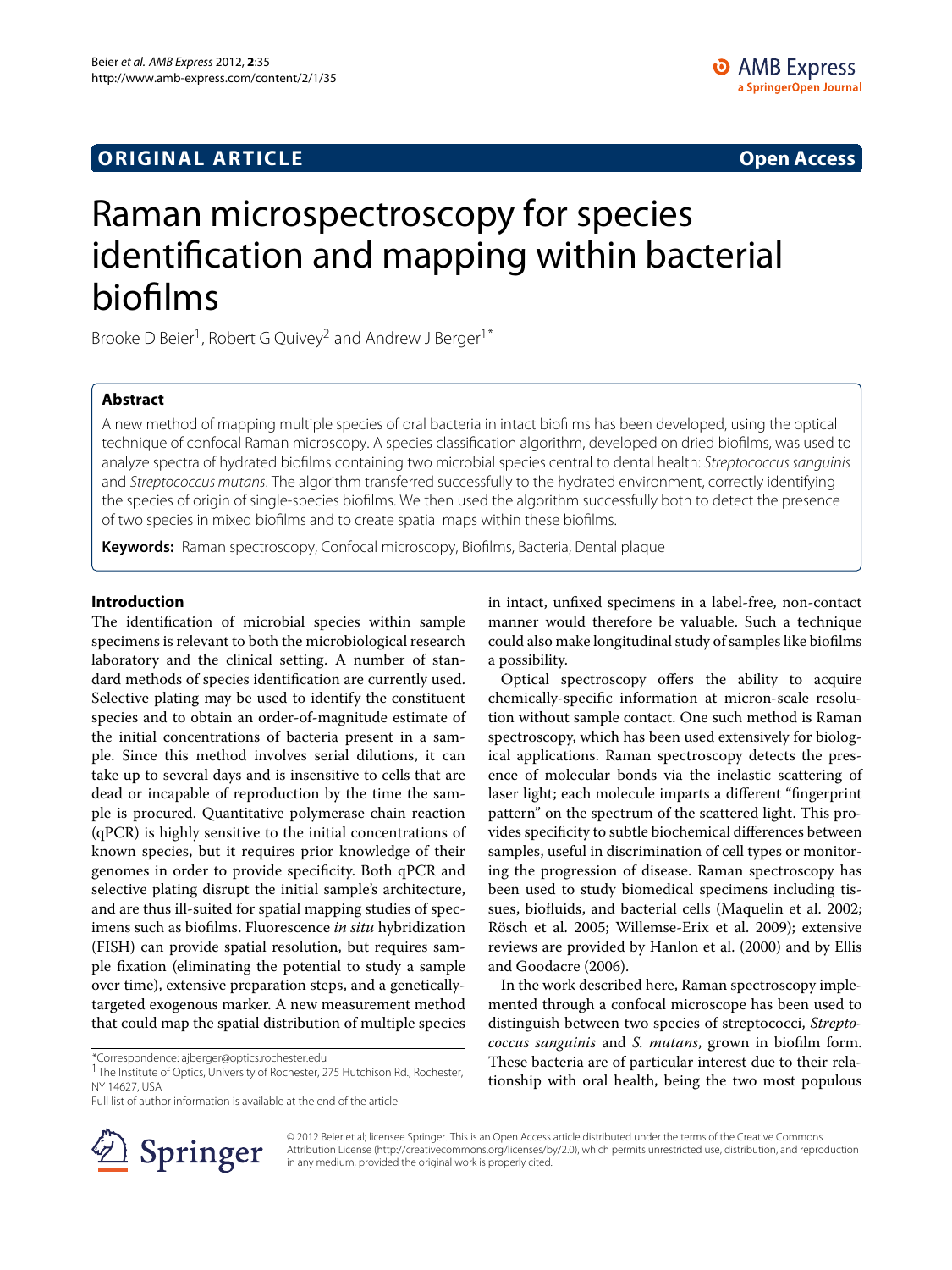ORIGINAL ARTICLE **Open Access**

# Raman microspectroscopy for species identification and mapping within bacterial biofilms

Brooke D Beier[1], Robert G Quivey[2] and Andrew J Berger[1*]

## Abstract

A new method of mapping multiple species of oral bacteria in intact biofilms has been developed, using the optical technique of confocal Raman microscopy. A species classification algorithm, developed on dried biofilms, was used to analyze spectra of hydrated biofilms containing two microbial species central to dental health: *Streptococcus sanguinis* and *Streptococcus mutans*. The algorithm transferred successfully to the hydrated environment, correctly identifying the species of origin of single-species biofilms. We then used the algorithm successfully both to detect the presence of two species in mixed biofilms and to create spatial maps within these biofilms.

**Keywords:** Raman spectroscopy, Confocal microscopy, Biofilms, Bacteria, Dental plaque

## Introduction

The identification of microbial species within sample specimens is relevant to both the microbiological research laboratory and the clinical setting. A number of standard methods of species identification are currently used. Selective plating may be used to identify the constituent species and to obtain an order-of-magnitude estimate of the initial concentrations of bacteria present in a sample. Since this method involves serial dilutions, it can take up to several days and is insensitive to cells that are dead or incapable of reproduction by the time the sample is procured. Quantitative polymerase chain reaction (qPCR) is highly sensitive to the initial concentrations of known species, but it requires prior knowledge of their genomes in order to provide specificity. Both qPCR and selective plating disrupt the initial sample's architecture, and are thus ill-suited for spatial mapping studies of specimens such as biofilms. Fluorescence *in situ* hybridization (FISH) can provide spatial resolution, but requires sample fixation (eliminating the potential to study a sample over time), extensive preparation steps, and a genetically-targeted exogenous marker. A new measurement method that could map the spatial distribution of multiple species in intact, unfixed specimens in a label-free, non-contact manner would therefore be valuable. Such a technique could also make longitudinal study of samples like biofilms a possibility.

Optical spectroscopy offers the ability to acquire chemically-specific information at micron-scale resolution without sample contact. One such method is Raman spectroscopy, which has been used extensively for biological applications. Raman spectroscopy detects the presence of molecular bonds via the inelastic scattering of laser light; each molecule imparts a different "fingerprint pattern" on the spectrum of the scattered light. This provides specificity to subtle biochemical differences between samples, useful in discrimination of cell types or monitoring the progression of disease. Raman spectroscopy has been used to study biomedical specimens including tissues, biofluids, and bacterial cells (Maquelin et al. 2002; Rösch et al. 2005; Willemse-Erix et al. 2009); extensive reviews are provided by Hanlon et al. (2000) and by Ellis and Goodacre (2006).

In the work described here, Raman spectroscopy implemented through a confocal microscope has been used to distinguish between two species of streptococci, *Streptococcus sanguinis* and *S. mutans*, grown in biofilm form. These bacteria are of particular interest due to their relationship with oral health, being the two most populous

*Correspondence: ajberger@optics.rochester.edu
[1]The Institute of Optics, University of Rochester, 275 Hutchison Rd., Rochester, NY 14627, USA
Full list of author information is available at the end of the article

© 2012 Beier et al; licensee Springer. This is an Open Access article distributed under the terms of the Creative Commons Attribution License (http://creativecommons.org/licenses/by/2.0), which permits unrestricted use, distribution, and reproduction in any medium, provided the original work is properly cited.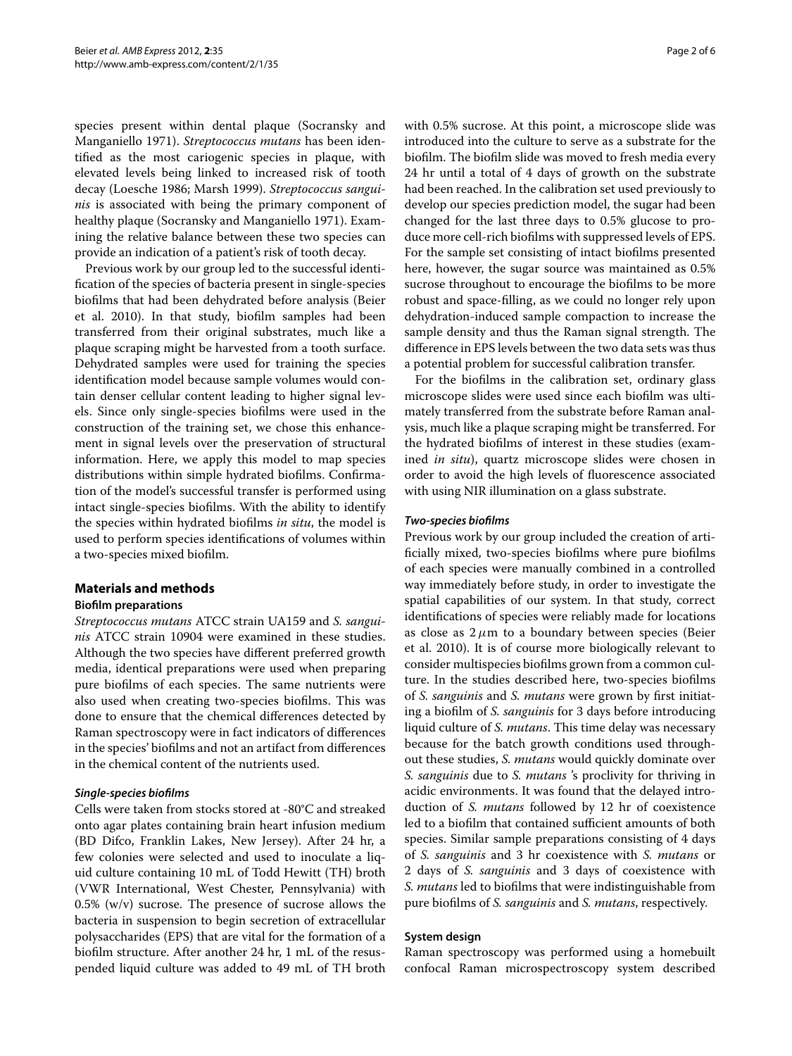species present within dental plaque (Socransky and Manganiello 1971). *Streptococcus mutans* has been identified as the most cariogenic species in plaque, with elevated levels being linked to increased risk of tooth decay (Loesche 1986; Marsh 1999). *Streptococcus sanguinis* is associated with being the primary component of healthy plaque (Socransky and Manganiello 1971). Examining the relative balance between these two species can provide an indication of a patient's risk of tooth decay.

Previous work by our group led to the successful identification of the species of bacteria present in single-species biofilms that had been dehydrated before analysis (Beier et al. 2010). In that study, biofilm samples had been transferred from their original substrates, much like a plaque scraping might be harvested from a tooth surface. Dehydrated samples were used for training the species identification model because sample volumes would contain denser cellular content leading to higher signal levels. Since only single-species biofilms were used in the construction of the training set, we chose this enhancement in signal levels over the preservation of structural information. Here, we apply this model to map species distributions within simple hydrated biofilms. Confirmation of the model's successful transfer is performed using intact single-species biofilms. With the ability to identify the species within hydrated biofilms *in situ*, the model is used to perform species identifications of volumes within a two-species mixed biofilm.

## Materials and methods

### Biofilm preparations

*Streptococcus mutans* ATCC strain UA159 and *S. sanguinis* ATCC strain 10904 were examined in these studies. Although the two species have different preferred growth media, identical preparations were used when preparing pure biofilms of each species. The same nutrients were also used when creating two-species biofilms. This was done to ensure that the chemical differences detected by Raman spectroscopy were in fact indicators of differences in the species' biofilms and not an artifact from differences in the chemical content of the nutrients used.

#### *Single-species biofilms*

Cells were taken from stocks stored at -80°C and streaked onto agar plates containing brain heart infusion medium (BD Difco, Franklin Lakes, New Jersey). After 24 hr, a few colonies were selected and used to inoculate a liquid culture containing 10 mL of Todd Hewitt (TH) broth (VWR International, West Chester, Pennsylvania) with 0.5% (w/v) sucrose. The presence of sucrose allows the bacteria in suspension to begin secretion of extracellular polysaccharides (EPS) that are vital for the formation of a biofilm structure. After another 24 hr, 1 mL of the resuspended liquid culture was added to 49 mL of TH broth with 0.5% sucrose. At this point, a microscope slide was introduced into the culture to serve as a substrate for the biofilm. The biofilm slide was moved to fresh media every 24 hr until a total of 4 days of growth on the substrate had been reached. In the calibration set used previously to develop our species prediction model, the sugar had been changed for the last three days to 0.5% glucose to produce more cell-rich biofilms with suppressed levels of EPS. For the sample set consisting of intact biofilms presented here, however, the sugar source was maintained as 0.5% sucrose throughout to encourage the biofilms to be more robust and space-filling, as we could no longer rely upon dehydration-induced sample compaction to increase the sample density and thus the Raman signal strength. The difference in EPS levels between the two data sets was thus a potential problem for successful calibration transfer.

For the biofilms in the calibration set, ordinary glass microscope slides were used since each biofilm was ultimately transferred from the substrate before Raman analysis, much like a plaque scraping might be transferred. For the hydrated biofilms of interest in these studies (examined *in situ*), quartz microscope slides were chosen in order to avoid the high levels of fluorescence associated with using NIR illumination on a glass substrate.

#### *Two-species biofilms*

Previous work by our group included the creation of artificially mixed, two-species biofilms where pure biofilms of each species were manually combined in a controlled way immediately before study, in order to investigate the spatial capabilities of our system. In that study, correct identifications of species were reliably made for locations as close as $2\,\mu$m to a boundary between species (Beier et al. 2010). It is of course more biologically relevant to consider multispecies biofilms grown from a common culture. In the studies described here, two-species biofilms of *S. sanguinis* and *S. mutans* were grown by first initiating a biofilm of *S. sanguinis* for 3 days before introducing liquid culture of *S. mutans*. This time delay was necessary because for the batch growth conditions used throughout these studies, *S. mutans* would quickly dominate over *S. sanguinis* due to *S. mutans* 's proclivity for thriving in acidic environments. It was found that the delayed introduction of *S. mutans* followed by 12 hr of coexistence led to a biofilm that contained sufficient amounts of both species. Similar sample preparations consisting of 4 days of *S. sanguinis* and 3 hr coexistence with *S. mutans* or 2 days of *S. sanguinis* and 3 days of coexistence with *S. mutans* led to biofilms that were indistinguishable from pure biofilms of *S. sanguinis* and *S. mutans*, respectively.

### System design

Raman spectroscopy was performed using a homebuilt confocal Raman microspectroscopy system described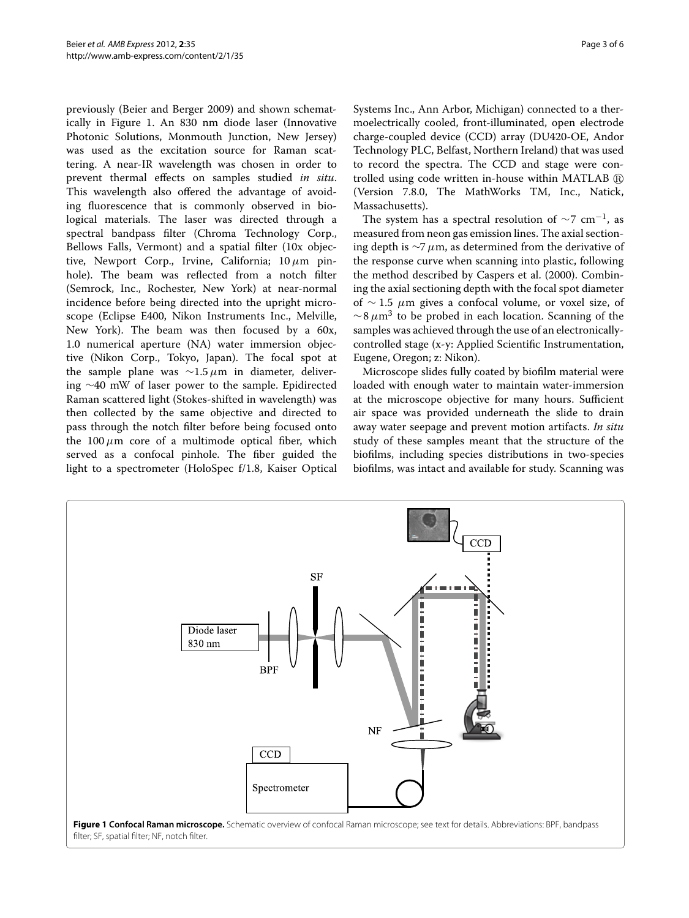previously (Beier and Berger 2009) and shown schematically in Figure 1. An 830 nm diode laser (Innovative Photonic Solutions, Monmouth Junction, New Jersey) was used as the excitation source for Raman scattering. A near-IR wavelength was chosen in order to prevent thermal effects on samples studied *in situ*. This wavelength also offered the advantage of avoiding fluorescence that is commonly observed in biological materials. The laser was directed through a spectral bandpass filter (Chroma Technology Corp., Bellows Falls, Vermont) and a spatial filter (10x objective, Newport Corp., Irvine, California; 10 $\mu$m pinhole). The beam was reflected from a notch filter (Semrock, Inc., Rochester, New York) at near-normal incidence before being directed into the upright microscope (Eclipse E400, Nikon Instruments Inc., Melville, New York). The beam was then focused by a 60x, 1.0 numerical aperture (NA) water immersion objective (Nikon Corp., Tokyo, Japan). The focal spot at the sample plane was $\sim$1.5 $\mu$m in diameter, delivering $\sim$40 mW of laser power to the sample. Epidirected Raman scattered light (Stokes-shifted in wavelength) was then collected by the same objective and directed to pass through the notch filter before being focused onto the 100 $\mu$m core of a multimode optical fiber, which served as a confocal pinhole. The fiber guided the light to a spectrometer (HoloSpec f/1.8, Kaiser Optical Systems Inc., Ann Arbor, Michigan) connected to a thermoelectrically cooled, front-illuminated, open electrode charge-coupled device (CCD) array (DU420-OE, Andor Technology PLC, Belfast, Northern Ireland) that was used to record the spectra. The CCD and stage were controlled using code written in-house within MATLAB ® (Version 7.8.0, The MathWorks TM, Inc., Natick, Massachusetts).

The system has a spectral resolution of $\sim$7 cm$^{-1}$, as measured from neon gas emission lines. The axial sectioning depth is $\sim$7 $\mu$m, as determined from the derivative of the response curve when scanning into plastic, following the method described by Caspers et al. (2000). Combining the axial sectioning depth with the focal spot diameter of $\sim$ 1.5 $\mu$m gives a confocal volume, or voxel size, of $\sim$8 $\mu$m$^3$ to be probed in each location. Scanning of the samples was achieved through the use of an electronically-controlled stage (x-y: Applied Scientific Instrumentation, Eugene, Oregon; z: Nikon).

Microscope slides fully coated by biofilm material were loaded with enough water to maintain water-immersion at the microscope objective for many hours. Sufficient air space was provided underneath the slide to drain away water seepage and prevent motion artifacts. *In situ* study of these samples meant that the structure of the biofilms, including species distributions in two-species biofilms, was intact and available for study. Scanning was

**Figure 1 Confocal Raman microscope.** Schematic overview of confocal Raman microscope; see text for details. Abbreviations: BPF, bandpass filter; SF, spatial filter; NF, notch filter.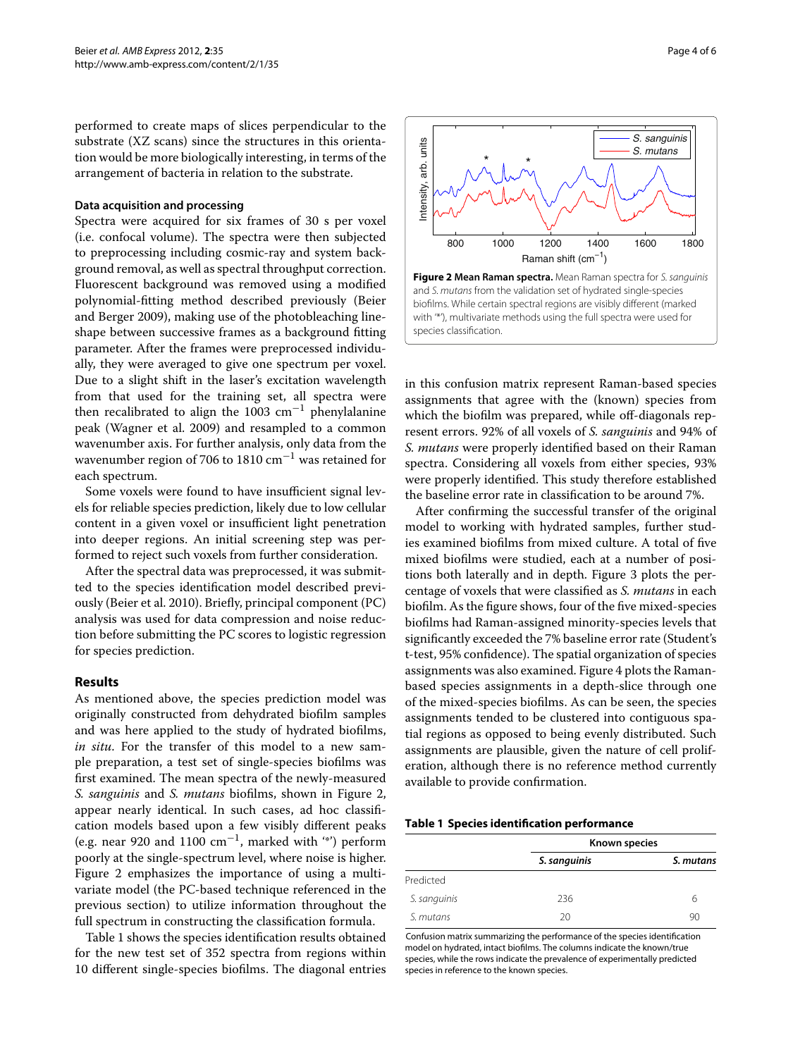performed to create maps of slices perpendicular to the substrate (XZ scans) since the structures in this orientation would be more biologically interesting, in terms of the arrangement of bacteria in relation to the substrate.

### Data acquisition and processing

Spectra were acquired for six frames of 30 s per voxel (i.e. confocal volume). The spectra were then subjected to preprocessing including cosmic-ray and system background removal, as well as spectral throughput correction. Fluorescent background was removed using a modified polynomial-fitting method described previously (Beier and Berger 2009), making use of the photobleaching lineshape between successive frames as a background fitting parameter. After the frames were preprocessed individually, they were averaged to give one spectrum per voxel. Due to a slight shift in the laser's excitation wavelength from that used for the training set, all spectra were then recalibrated to align the 1003 $cm^{-1}$ phenylalanine peak (Wagner et al. 2009) and resampled to a common wavenumber axis. For further analysis, only data from the wavenumber region of 706 to 1810 $cm^{-1}$ was retained for each spectrum.

Some voxels were found to have insufficient signal levels for reliable species prediction, likely due to low cellular content in a given voxel or insufficient light penetration into deeper regions. An initial screening step was performed to reject such voxels from further consideration.

After the spectral data was preprocessed, it was submitted to the species identification model described previously (Beier et al. 2010). Briefly, principal component (PC) analysis was used for data compression and noise reduction before submitting the PC scores to logistic regression for species prediction.

## Results

As mentioned above, the species prediction model was originally constructed from dehydrated biofilm samples and was here applied to the study of hydrated biofilms, *in situ*. For the transfer of this model to a new sample preparation, a test set of single-species biofilms was first examined. The mean spectra of the newly-measured *S. sanguinis* and *S. mutans* biofilms, shown in Figure 2, appear nearly identical. In such cases, ad hoc classification models based upon a few visibly different peaks (e.g. near 920 and 1100 $cm^{-1}$, marked with '*') perform poorly at the single-spectrum level, where noise is higher. Figure 2 emphasizes the importance of using a multivariate model (the PC-based technique referenced in the previous section) to utilize information throughout the full spectrum in constructing the classification formula.

Table 1 shows the species identification results obtained for the new test set of 352 spectra from regions within 10 different single-species biofilms. The diagonal entries in this confusion matrix represent Raman-based species assignments that agree with the (known) species from which the biofilm was prepared, while off-diagonals represent errors. 92% of all voxels of *S. sanguinis* and 94% of *S. mutans* were properly identified based on their Raman spectra. Considering all voxels from either species, 93% were properly identified. This study therefore established the baseline error rate in classification to be around 7%.

**Figure 2 Mean Raman spectra.** Mean Raman spectra for *S. sanguinis* and *S. mutans* from the validation set of hydrated single-species biofilms. While certain spectral regions are visibly different (marked with '*'), multivariate methods using the full spectra were used for species classification.

After confirming the successful transfer of the original model to working with hydrated samples, further studies examined biofilms from mixed culture. A total of five mixed biofilms were studied, each at a number of positions both laterally and in depth. Figure 3 plots the percentage of voxels that were classified as *S. mutans* in each biofilm. As the figure shows, four of the five mixed-species biofilms had Raman-assigned minority-species levels that significantly exceeded the 7% baseline error rate (Student's t-test, 95% confidence). The spatial organization of species assignments was also examined. Figure 4 plots the Raman-based species assignments in a depth-slice through one of the mixed-species biofilms. As can be seen, the species assignments tended to be clustered into contiguous spatial regions as opposed to being evenly distributed. Such assignments are plausible, given the nature of cell proliferation, although there is no reference method currently available to provide confirmation.

**Table 1 Species identification performance**

| | Known species | |
|---|---|---|
| | *S. sanguinis* | *S. mutans* |
| Predicted | | |
| *S. sanguinis* | 236 | 6 |
| *S. mutans* | 20 | 90 |

Confusion matrix summarizing the performance of the species identification model on hydrated, intact biofilms. The columns indicate the known/true species, while the rows indicate the prevalence of experimentally predicted species in reference to the known species.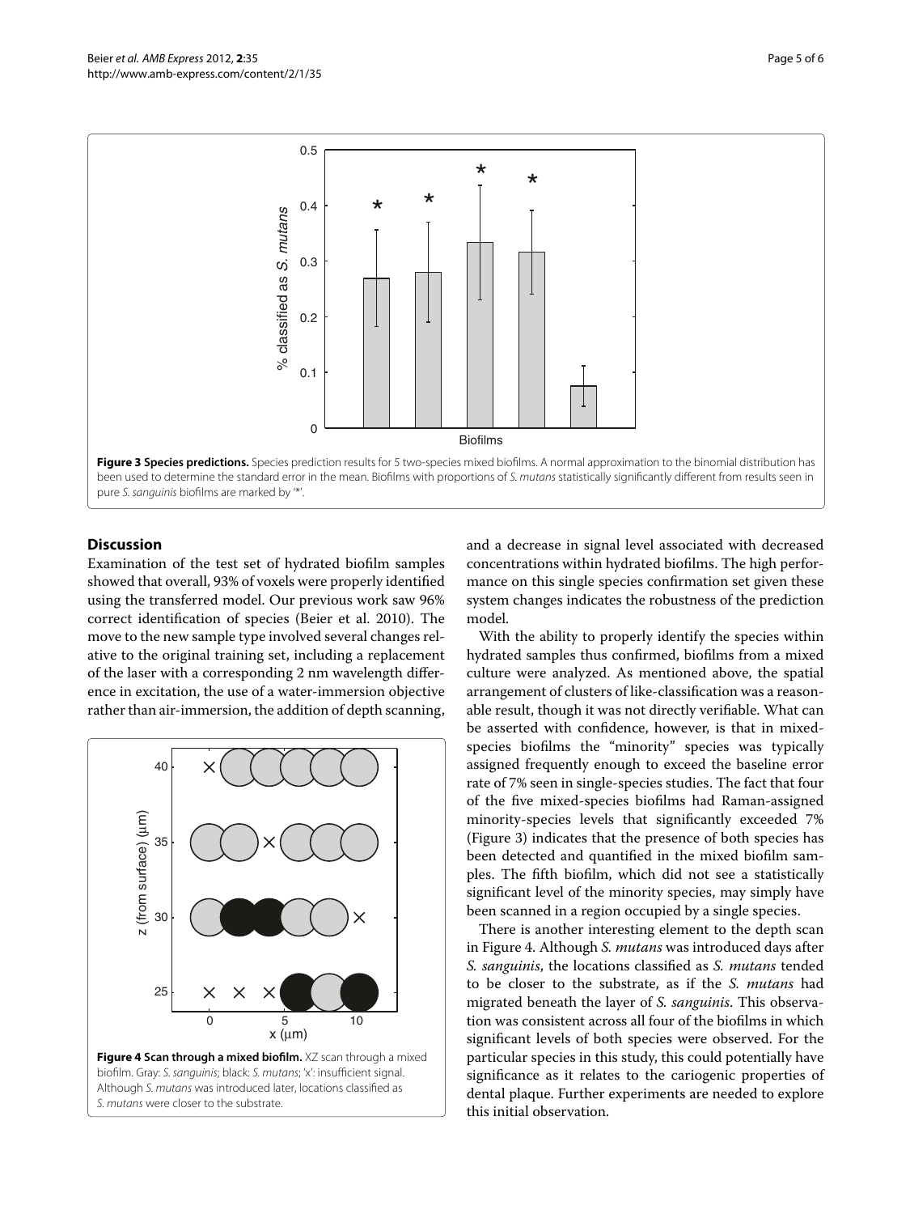**Figure 3 Species predictions.** Species prediction results for 5 two-species mixed biofilms. A normal approximation to the binomial distribution has been used to determine the standard error in the mean. Biofilms with proportions of *S. mutans* statistically significantly different from results seen in pure *S. sanguinis* biofilms are marked by '*'.

## Discussion

Examination of the test set of hydrated biofilm samples showed that overall, 93% of voxels were properly identified using the transferred model. Our previous work saw 96% correct identification of species (Beier et al. 2010). The move to the new sample type involved several changes relative to the original training set, including a replacement of the laser with a corresponding 2 nm wavelength difference in excitation, the use of a water-immersion objective rather than air-immersion, the addition of depth scanning, and a decrease in signal level associated with decreased concentrations within hydrated biofilms. The high performance on this single species confirmation set given these system changes indicates the robustness of the prediction model.

**Figure 4 Scan through a mixed biofilm.** XZ scan through a mixed biofilm. Gray: *S. sanguinis*; black: *S. mutans*; 'x': insufficient signal. Although *S. mutans* was introduced later, locations classified as *S. mutans* were closer to the substrate.

With the ability to properly identify the species within hydrated samples thus confirmed, biofilms from a mixed culture were analyzed. As mentioned above, the spatial arrangement of clusters of like-classification was a reasonable result, though it was not directly verifiable. What can be asserted with confidence, however, is that in mixed-species biofilms the "minority" species was typically assigned frequently enough to exceed the baseline error rate of 7% seen in single-species studies. The fact that four of the five mixed-species biofilms had Raman-assigned minority-species levels that significantly exceeded 7% (Figure 3) indicates that the presence of both species has been detected and quantified in the mixed biofilm samples. The fifth biofilm, which did not see a statistically significant level of the minority species, may simply have been scanned in a region occupied by a single species.

There is another interesting element to the depth scan in Figure 4. Although *S. mutans* was introduced days after *S. sanguinis*, the locations classified as *S. mutans* tended to be closer to the substrate, as if the *S. mutans* had migrated beneath the layer of *S. sanguinis*. This observation was consistent across all four of the biofilms in which significant levels of both species were observed. For the particular species in this study, this could potentially have significance as it relates to the cariogenic properties of dental plaque. Further experiments are needed to explore this initial observation.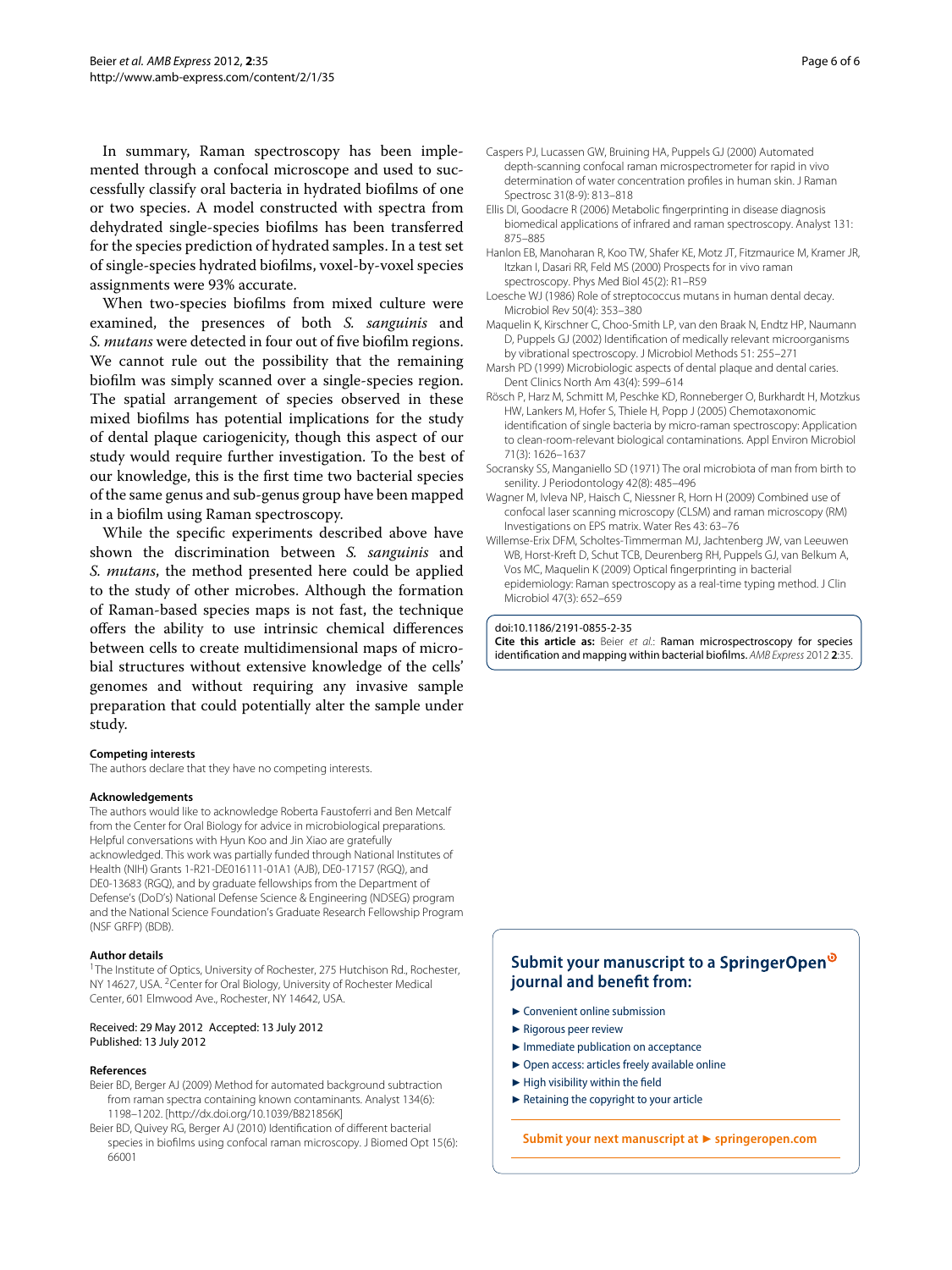In summary, Raman spectroscopy has been implemented through a confocal microscope and used to successfully classify oral bacteria in hydrated biofilms of one or two species. A model constructed with spectra from dehydrated single-species biofilms has been transferred for the species prediction of hydrated samples. In a test set of single-species hydrated biofilms, voxel-by-voxel species assignments were 93% accurate.

When two-species biofilms from mixed culture were examined, the presences of both *S. sanguinis* and *S. mutans* were detected in four out of five biofilm regions. We cannot rule out the possibility that the remaining biofilm was simply scanned over a single-species region. The spatial arrangement of species observed in these mixed biofilms has potential implications for the study of dental plaque cariogenicity, though this aspect of our study would require further investigation. To the best of our knowledge, this is the first time two bacterial species of the same genus and sub-genus group have been mapped in a biofilm using Raman spectroscopy.

While the specific experiments described above have shown the discrimination between *S. sanguinis* and *S. mutans*, the method presented here could be applied to the study of other microbes. Although the formation of Raman-based species maps is not fast, the technique offers the ability to use intrinsic chemical differences between cells to create multidimensional maps of microbial structures without extensive knowledge of the cells' genomes and without requiring any invasive sample preparation that could potentially alter the sample under study.

#### Competing interests
The authors declare that they have no competing interests.

#### Acknowledgements
The authors would like to acknowledge Roberta Faustoferri and Ben Metcalf from the Center for Oral Biology for advice in microbiological preparations. Helpful conversations with Hyun Koo and Jin Xiao are gratefully acknowledged. This work was partially funded through National Institutes of Health (NIH) Grants 1-R21-DE016111-01A1 (AJB), DE0-17157 (RGQ), and DE0-13683 (RGQ), and by graduate fellowships from the Department of Defense's (DoD's) National Defense Science & Engineering (NDSEG) program and the National Science Foundation's Graduate Research Fellowship Program (NSF GRFP) (BDB).

#### Author details
[1]The Institute of Optics, University of Rochester, 275 Hutchison Rd., Rochester, NY 14627, USA. [2]Center for Oral Biology, University of Rochester Medical Center, 601 Elmwood Ave., Rochester, NY 14642, USA.

Received: 29 May 2012 Accepted: 13 July 2012
Published: 13 July 2012

#### References
Beier BD, Berger AJ (2009) Method for automated background subtraction from raman spectra containing known contaminants. Analyst 134(6): 1198–1202. [http://dx.doi.org/10.1039/B821856K]

Beier BD, Quivey RG, Berger AJ (2010) Identification of different bacterial species in biofilms using confocal raman microscopy. J Biomed Opt 15(6): 66001

Caspers PJ, Lucassen GW, Bruining HA, Puppels GJ (2000) Automated depth-scanning confocal raman microspectrometer for rapid in vivo determination of water concentration profiles in human skin. J Raman Spectrosc 31(8-9): 813–818

Ellis DI, Goodacre R (2006) Metabolic fingerprinting in disease diagnosis biomedical applications of infrared and raman spectroscopy. Analyst 131: 875–885

Hanlon EB, Manoharan R, Koo TW, Shafer KE, Motz JT, Fitzmaurice M, Kramer JR, Itzkan I, Dasari RR, Feld MS (2000) Prospects for in vivo raman spectroscopy. Phys Med Biol 45(2): R1–R59

Loesche WJ (1986) Role of streptococcus mutans in human dental decay. Microbiol Rev 50(4): 353–380

Maquelin K, Kirschner C, Choo-Smith LP, van den Braak N, Endtz HP, Naumann D, Puppels GJ (2002) Identification of medically relevant microorganisms by vibrational spectroscopy. J Microbiol Methods 51: 255–271

Marsh PD (1999) Microbiologic aspects of dental plaque and dental caries. Dent Clinics North Am 43(4): 599–614

Rösch P, Harz M, Schmitt M, Peschke KD, Ronneberger O, Burkhardt H, Motzkus HW, Lankers M, Hofer S, Thiele H, Popp J (2005) Chemotaxonomic identification of single bacteria by micro-raman spectroscopy: Application to clean-room-relevant biological contaminations. Appl Environ Microbiol 71(3): 1626–1637

Socransky SS, Manganiello SD (1971) The oral microbiota of man from birth to senility. J Periodontology 42(8): 485–496

Wagner M, Ivleva NP, Haisch C, Niessner R, Horn H (2009) Combined use of confocal laser scanning microscopy (CLSM) and raman microscopy (RM) Investigations on EPS matrix. Water Res 43: 63–76

Willemse-Erix DFM, Scholtes-Timmerman MJ, Jachtenberg JW, van Leeuwen WB, Horst-Kreft D, Schut TCB, Deurenberg RH, Puppels GJ, van Belkum A, Vos MC, Maquelin K (2009) Optical fingerprinting in bacterial epidemiology: Raman spectroscopy as a real-time typing method. J Clin Microbiol 47(3): 652–659

doi:10.1186/2191-0855-2-35
**Cite this article as:** Beier *et al.*: Raman microspectroscopy for species identification and mapping within bacterial biofilms. *AMB Express* 2012 **2**:35.

**Submit your manuscript to a SpringerOpen journal and benefit from:**

- ► Convenient online submission
- ► Rigorous peer review
- ► Immediate publication on acceptance
- ► Open access: articles freely available online
- ► High visibility within the field
- ► Retaining the copyright to your article

**Submit your next manuscript at ► springeropen.com**